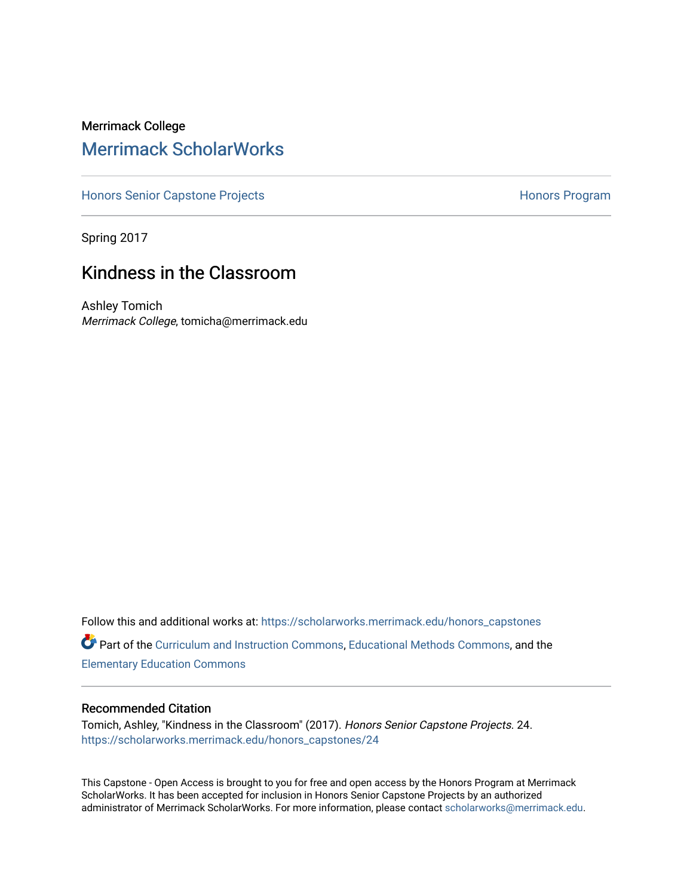Merrimack College

# Merrimack ScholarWorks

Honors Senior Capstone Projects | Honors Program

Spring 2017

## Kindness in the Classroom

Ashley Tomich
*Merrimack College*, tomicha@merrimack.edu

Follow this and additional works at: https://scholarworks.merrimack.edu/honors_capstones

Part of the Curriculum and Instruction Commons, Educational Methods Commons, and the Elementary Education Commons

### Recommended Citation

Tomich, Ashley, "Kindness in the Classroom" (2017). *Honors Senior Capstone Projects*. 24.
https://scholarworks.merrimack.edu/honors_capstones/24

This Capstone - Open Access is brought to you for free and open access by the Honors Program at Merrimack ScholarWorks. It has been accepted for inclusion in Honors Senior Capstone Projects by an authorized administrator of Merrimack ScholarWorks. For more information, please contact scholarworks@merrimack.edu.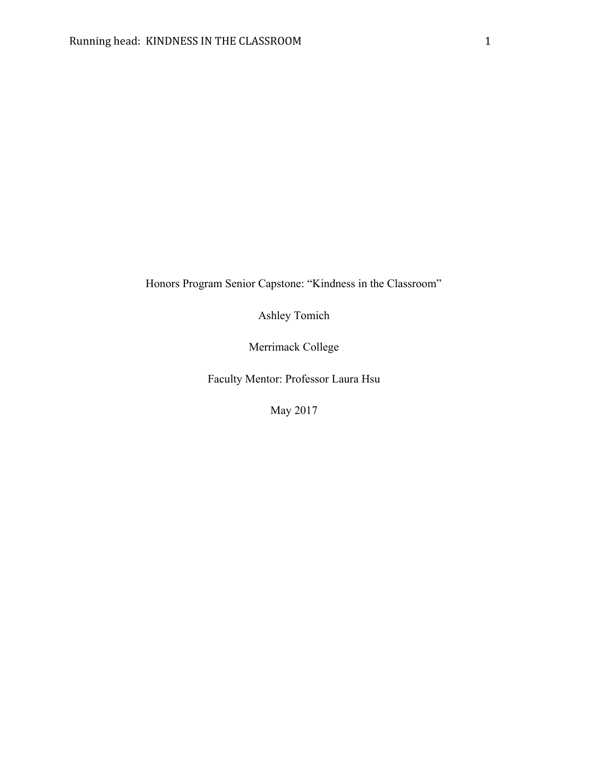Honors Program Senior Capstone: "Kindness in the Classroom"

Ashley Tomich

Merrimack College

Faculty Mentor: Professor Laura Hsu

May 2017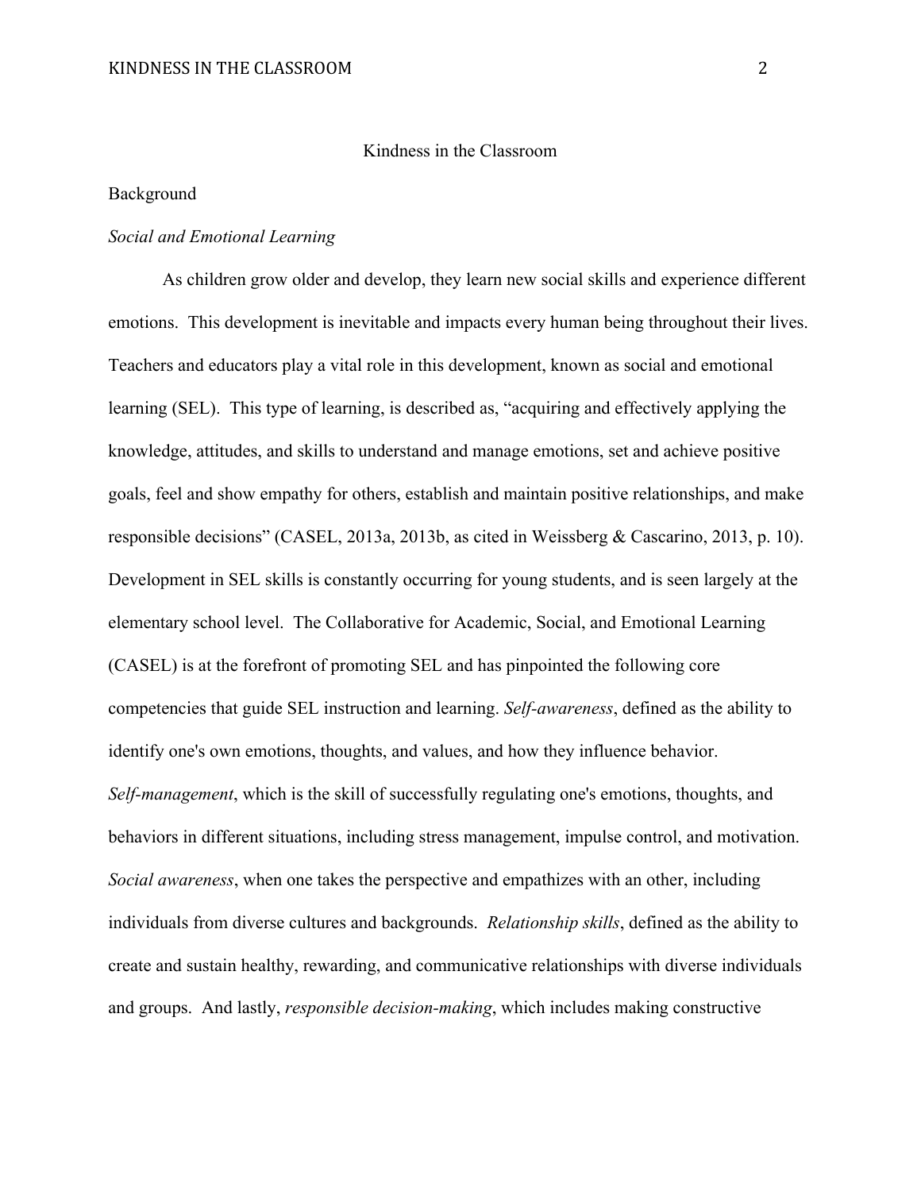# Kindness in the Classroom

## Background

### *Social and Emotional Learning*

As children grow older and develop, they learn new social skills and experience different emotions. This development is inevitable and impacts every human being throughout their lives. Teachers and educators play a vital role in this development, known as social and emotional learning (SEL). This type of learning, is described as, "acquiring and effectively applying the knowledge, attitudes, and skills to understand and manage emotions, set and achieve positive goals, feel and show empathy for others, establish and maintain positive relationships, and make responsible decisions" (CASEL, 2013a, 2013b, as cited in Weissberg & Cascarino, 2013, p. 10). Development in SEL skills is constantly occurring for young students, and is seen largely at the elementary school level. The Collaborative for Academic, Social, and Emotional Learning (CASEL) is at the forefront of promoting SEL and has pinpointed the following core competencies that guide SEL instruction and learning. *Self-awareness*, defined as the ability to identify one's own emotions, thoughts, and values, and how they influence behavior. *Self-management*, which is the skill of successfully regulating one's emotions, thoughts, and behaviors in different situations, including stress management, impulse control, and motivation. *Social awareness*, when one takes the perspective and empathizes with an other, including individuals from diverse cultures and backgrounds. *Relationship skills*, defined as the ability to create and sustain healthy, rewarding, and communicative relationships with diverse individuals and groups. And lastly, *responsible decision-making*, which includes making constructive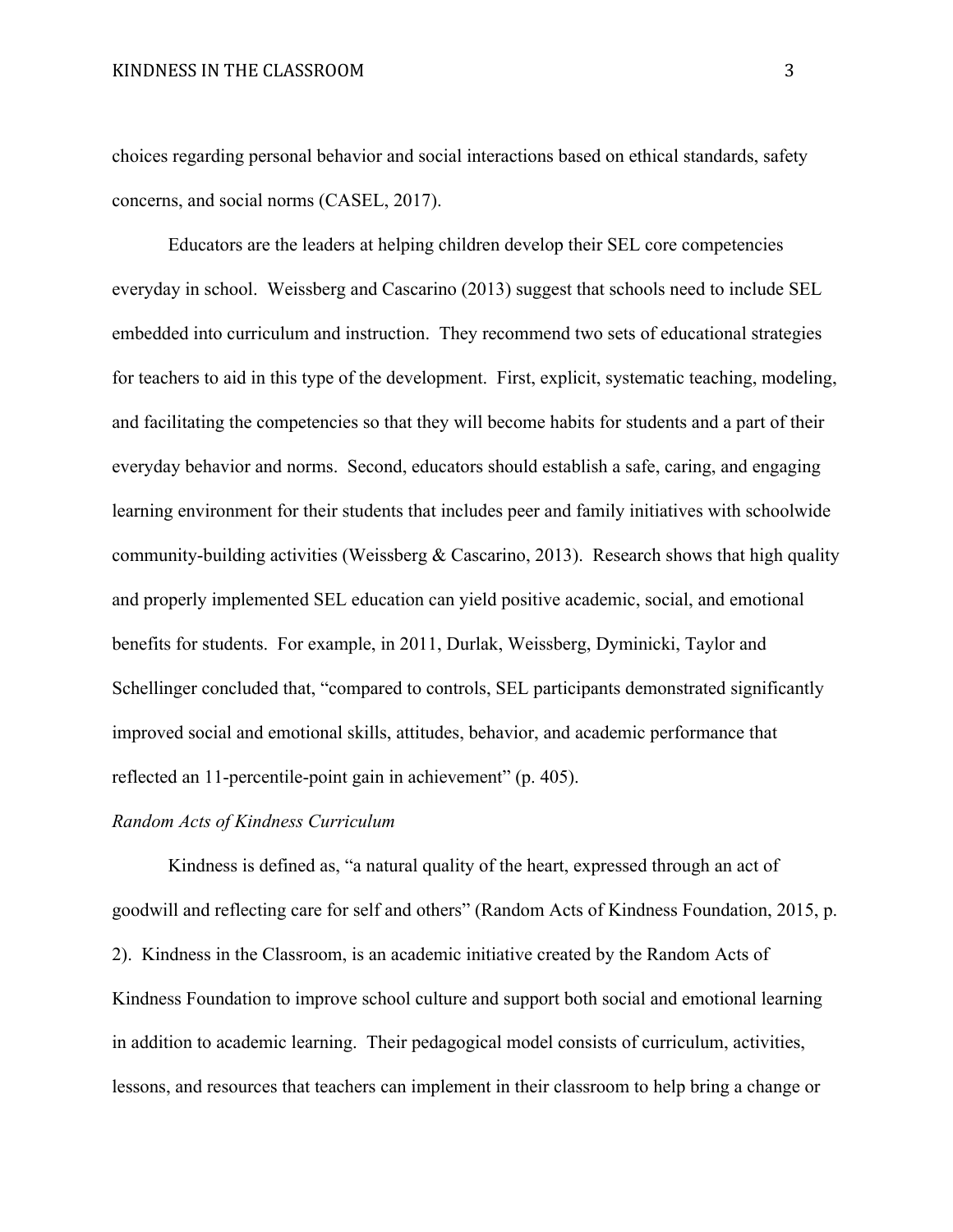choices regarding personal behavior and social interactions based on ethical standards, safety concerns, and social norms (CASEL, 2017).

Educators are the leaders at helping children develop their SEL core competencies everyday in school. Weissberg and Cascarino (2013) suggest that schools need to include SEL embedded into curriculum and instruction. They recommend two sets of educational strategies for teachers to aid in this type of the development. First, explicit, systematic teaching, modeling, and facilitating the competencies so that they will become habits for students and a part of their everyday behavior and norms. Second, educators should establish a safe, caring, and engaging learning environment for their students that includes peer and family initiatives with schoolwide community-building activities (Weissberg & Cascarino, 2013). Research shows that high quality and properly implemented SEL education can yield positive academic, social, and emotional benefits for students. For example, in 2011, Durlak, Weissberg, Dyminicki, Taylor and Schellinger concluded that, "compared to controls, SEL participants demonstrated significantly improved social and emotional skills, attitudes, behavior, and academic performance that reflected an 11-percentile-point gain in achievement" (p. 405).

*Random Acts of Kindness Curriculum*

Kindness is defined as, "a natural quality of the heart, expressed through an act of goodwill and reflecting care for self and others" (Random Acts of Kindness Foundation, 2015, p. 2). Kindness in the Classroom, is an academic initiative created by the Random Acts of Kindness Foundation to improve school culture and support both social and emotional learning in addition to academic learning. Their pedagogical model consists of curriculum, activities, lessons, and resources that teachers can implement in their classroom to help bring a change or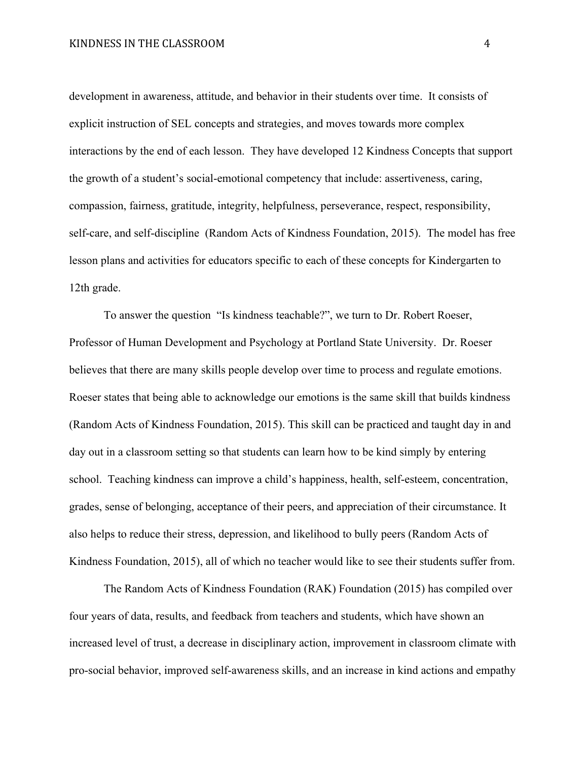development in awareness, attitude, and behavior in their students over time. It consists of explicit instruction of SEL concepts and strategies, and moves towards more complex interactions by the end of each lesson. They have developed 12 Kindness Concepts that support the growth of a student's social-emotional competency that include: assertiveness, caring, compassion, fairness, gratitude, integrity, helpfulness, perseverance, respect, responsibility, self-care, and self-discipline (Random Acts of Kindness Foundation, 2015). The model has free lesson plans and activities for educators specific to each of these concepts for Kindergarten to 12th grade.

To answer the question "Is kindness teachable?", we turn to Dr. Robert Roeser, Professor of Human Development and Psychology at Portland State University. Dr. Roeser believes that there are many skills people develop over time to process and regulate emotions. Roeser states that being able to acknowledge our emotions is the same skill that builds kindness (Random Acts of Kindness Foundation, 2015). This skill can be practiced and taught day in and day out in a classroom setting so that students can learn how to be kind simply by entering school. Teaching kindness can improve a child's happiness, health, self-esteem, concentration, grades, sense of belonging, acceptance of their peers, and appreciation of their circumstance. It also helps to reduce their stress, depression, and likelihood to bully peers (Random Acts of Kindness Foundation, 2015), all of which no teacher would like to see their students suffer from.

The Random Acts of Kindness Foundation (RAK) Foundation (2015) has compiled over four years of data, results, and feedback from teachers and students, which have shown an increased level of trust, a decrease in disciplinary action, improvement in classroom climate with pro-social behavior, improved self-awareness skills, and an increase in kind actions and empathy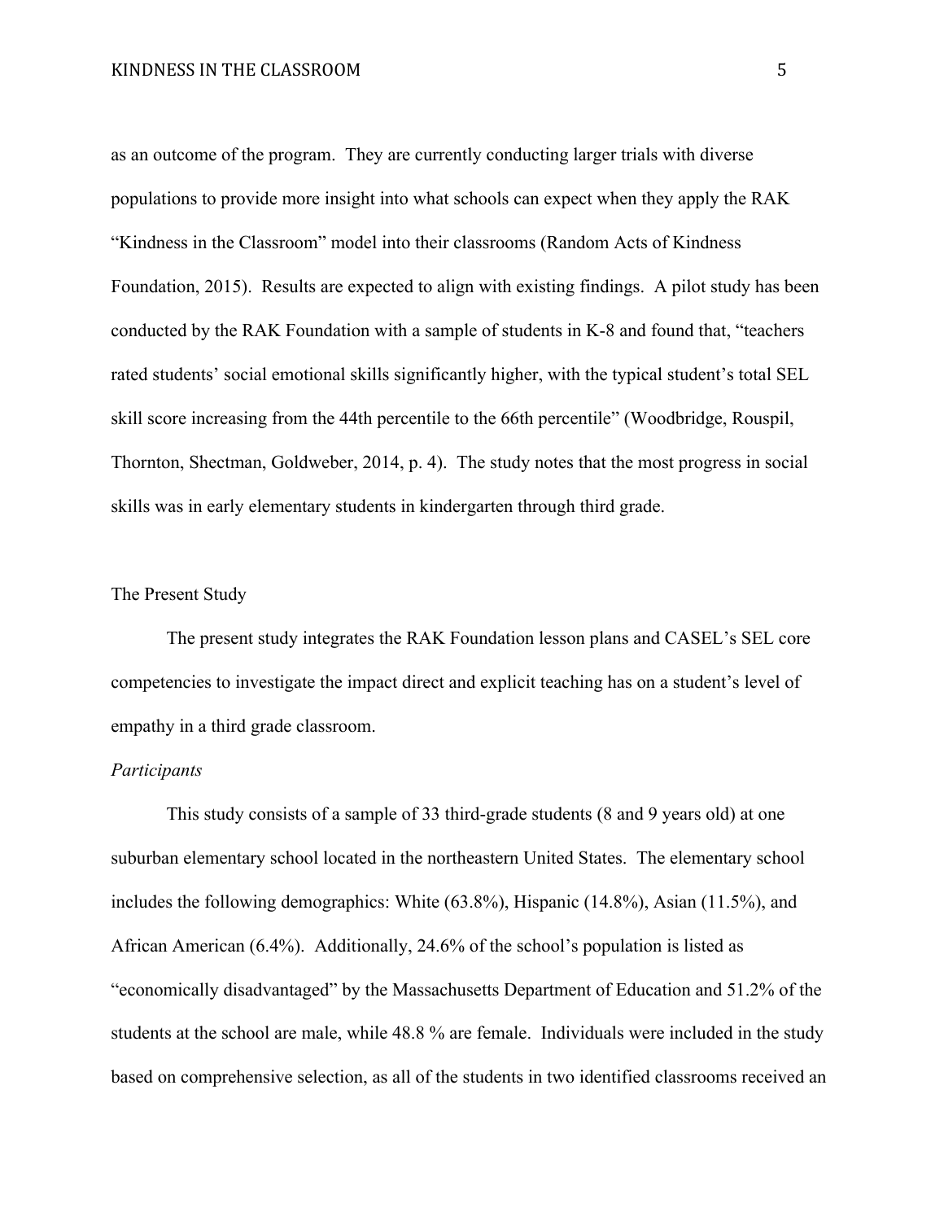as an outcome of the program. They are currently conducting larger trials with diverse populations to provide more insight into what schools can expect when they apply the RAK "Kindness in the Classroom" model into their classrooms (Random Acts of Kindness Foundation, 2015). Results are expected to align with existing findings. A pilot study has been conducted by the RAK Foundation with a sample of students in K-8 and found that, "teachers rated students' social emotional skills significantly higher, with the typical student's total SEL skill score increasing from the 44th percentile to the 66th percentile" (Woodbridge, Rouspil, Thornton, Shectman, Goldweber, 2014, p. 4). The study notes that the most progress in social skills was in early elementary students in kindergarten through third grade.

## The Present Study

The present study integrates the RAK Foundation lesson plans and CASEL's SEL core competencies to investigate the impact direct and explicit teaching has on a student's level of empathy in a third grade classroom.

### *Participants*

This study consists of a sample of 33 third-grade students (8 and 9 years old) at one suburban elementary school located in the northeastern United States. The elementary school includes the following demographics: White (63.8%), Hispanic (14.8%), Asian (11.5%), and African American (6.4%). Additionally, 24.6% of the school's population is listed as "economically disadvantaged" by the Massachusetts Department of Education and 51.2% of the students at the school are male, while 48.8 % are female. Individuals were included in the study based on comprehensive selection, as all of the students in two identified classrooms received an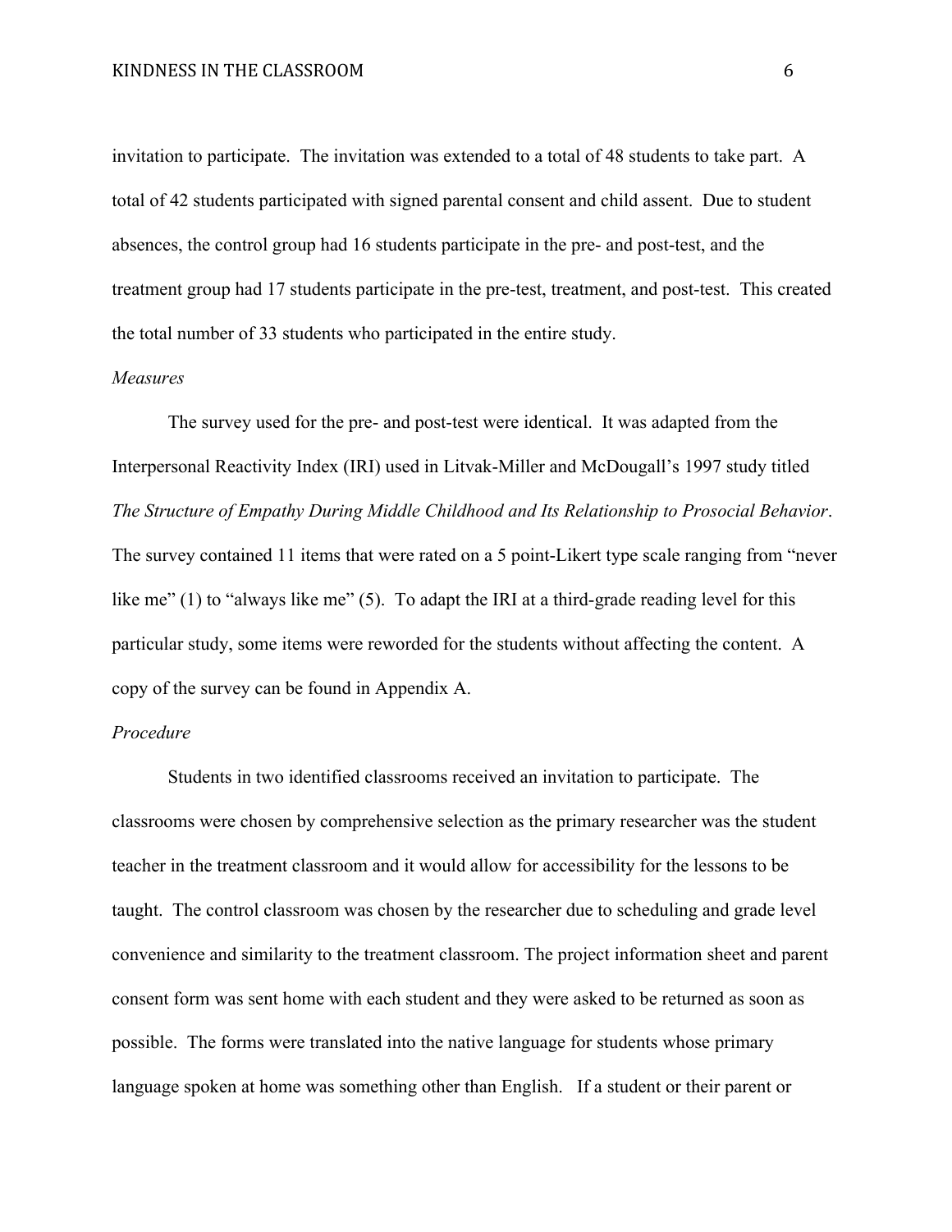invitation to participate. The invitation was extended to a total of 48 students to take part. A total of 42 students participated with signed parental consent and child assent. Due to student absences, the control group had 16 students participate in the pre- and post-test, and the treatment group had 17 students participate in the pre-test, treatment, and post-test. This created the total number of 33 students who participated in the entire study.

*Measures*

The survey used for the pre- and post-test were identical. It was adapted from the Interpersonal Reactivity Index (IRI) used in Litvak-Miller and McDougall's 1997 study titled *The Structure of Empathy During Middle Childhood and Its Relationship to Prosocial Behavior*. The survey contained 11 items that were rated on a 5 point-Likert type scale ranging from "never like me" (1) to "always like me" (5). To adapt the IRI at a third-grade reading level for this particular study, some items were reworded for the students without affecting the content. A copy of the survey can be found in Appendix A.

*Procedure*

Students in two identified classrooms received an invitation to participate. The classrooms were chosen by comprehensive selection as the primary researcher was the student teacher in the treatment classroom and it would allow for accessibility for the lessons to be taught. The control classroom was chosen by the researcher due to scheduling and grade level convenience and similarity to the treatment classroom. The project information sheet and parent consent form was sent home with each student and they were asked to be returned as soon as possible. The forms were translated into the native language for students whose primary language spoken at home was something other than English. If a student or their parent or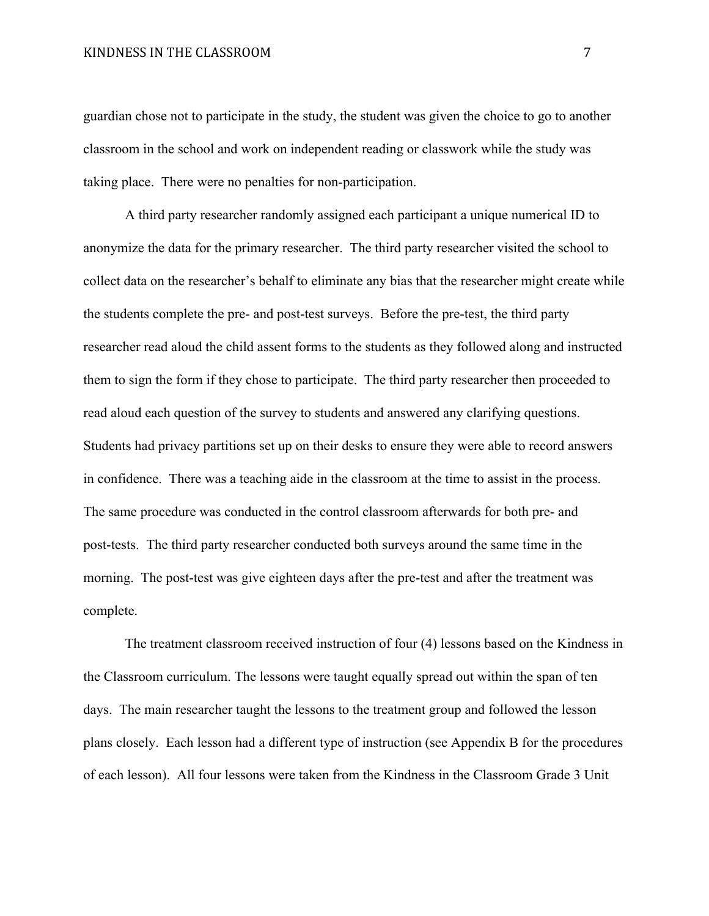guardian chose not to participate in the study, the student was given the choice to go to another classroom in the school and work on independent reading or classwork while the study was taking place. There were no penalties for non-participation.

A third party researcher randomly assigned each participant a unique numerical ID to anonymize the data for the primary researcher. The third party researcher visited the school to collect data on the researcher's behalf to eliminate any bias that the researcher might create while the students complete the pre- and post-test surveys. Before the pre-test, the third party researcher read aloud the child assent forms to the students as they followed along and instructed them to sign the form if they chose to participate. The third party researcher then proceeded to read aloud each question of the survey to students and answered any clarifying questions. Students had privacy partitions set up on their desks to ensure they were able to record answers in confidence. There was a teaching aide in the classroom at the time to assist in the process. The same procedure was conducted in the control classroom afterwards for both pre- and post-tests. The third party researcher conducted both surveys around the same time in the morning. The post-test was give eighteen days after the pre-test and after the treatment was complete.

The treatment classroom received instruction of four (4) lessons based on the Kindness in the Classroom curriculum. The lessons were taught equally spread out within the span of ten days. The main researcher taught the lessons to the treatment group and followed the lesson plans closely. Each lesson had a different type of instruction (see Appendix B for the procedures of each lesson). All four lessons were taken from the Kindness in the Classroom Grade 3 Unit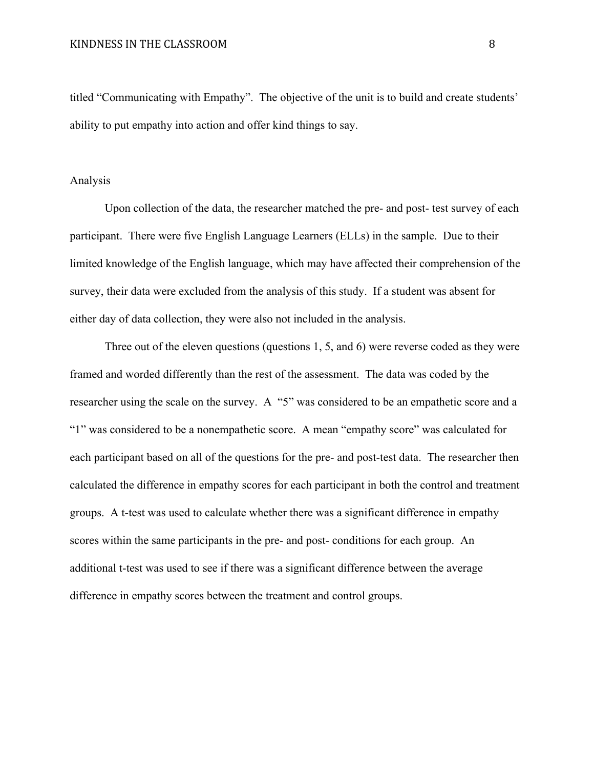titled “Communicating with Empathy”. The objective of the unit is to build and create students' ability to put empathy into action and offer kind things to say.

## Analysis

Upon collection of the data, the researcher matched the pre- and post- test survey of each participant. There were five English Language Learners (ELLs) in the sample. Due to their limited knowledge of the English language, which may have affected their comprehension of the survey, their data were excluded from the analysis of this study. If a student was absent for either day of data collection, they were also not included in the analysis.

Three out of the eleven questions (questions 1, 5, and 6) were reverse coded as they were framed and worded differently than the rest of the assessment. The data was coded by the researcher using the scale on the survey. A “5” was considered to be an empathetic score and a “1” was considered to be a nonempathetic score. A mean “empathy score” was calculated for each participant based on all of the questions for the pre- and post-test data. The researcher then calculated the difference in empathy scores for each participant in both the control and treatment groups. A t-test was used to calculate whether there was a significant difference in empathy scores within the same participants in the pre- and post- conditions for each group. An additional t-test was used to see if there was a significant difference between the average difference in empathy scores between the treatment and control groups.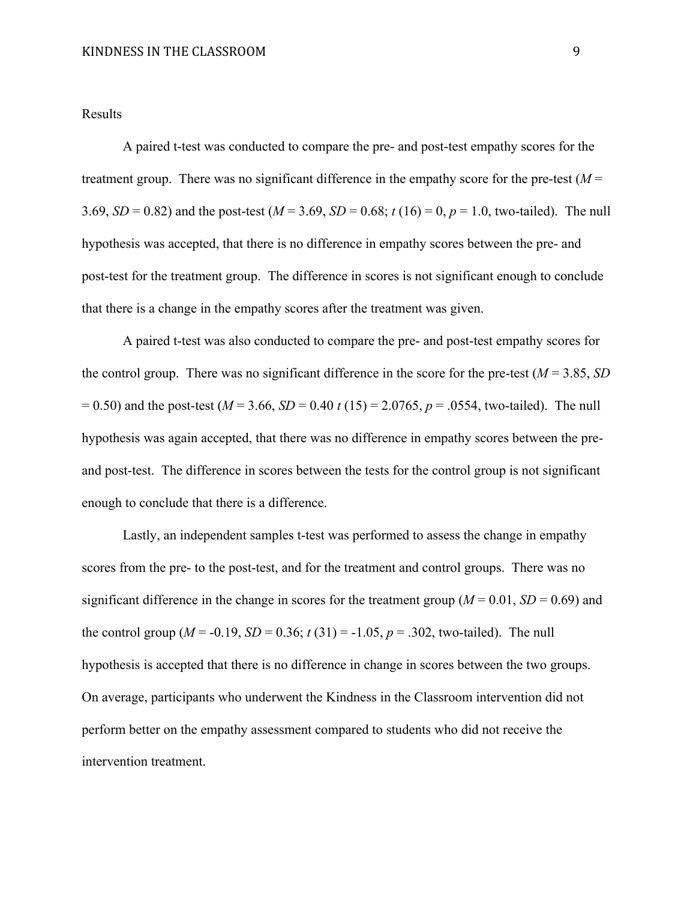## Results

A paired t-test was conducted to compare the pre- and post-test empathy scores for the treatment group. There was no significant difference in the empathy score for the pre-test ($M$ = 3.69, $SD$ = 0.82) and the post-test ($M$ = 3.69, $SD$ = 0.68; $t$ (16) = 0, $p$ = 1.0, two-tailed). The null hypothesis was accepted, that there is no difference in empathy scores between the pre- and post-test for the treatment group. The difference in scores is not significant enough to conclude that there is a change in the empathy scores after the treatment was given.

A paired t-test was also conducted to compare the pre- and post-test empathy scores for the control group. There was no significant difference in the score for the pre-test ($M$ = 3.85, $SD$ = 0.50) and the post-test ($M$ = 3.66, $SD$ = 0.40 $t$ (15) = 2.0765, $p$ = .0554, two-tailed). The null hypothesis was again accepted, that there was no difference in empathy scores between the pre- and post-test. The difference in scores between the tests for the control group is not significant enough to conclude that there is a difference.

Lastly, an independent samples t-test was performed to assess the change in empathy scores from the pre- to the post-test, and for the treatment and control groups. There was no significant difference in the change in scores for the treatment group ($M$ = 0.01, $SD$ = 0.69) and the control group ($M$ = -0.19, $SD$ = 0.36; $t$ (31) = -1.05, $p$ = .302, two-tailed). The null hypothesis is accepted that there is no difference in change in scores between the two groups. On average, participants who underwent the Kindness in the Classroom intervention did not perform better on the empathy assessment compared to students who did not receive the intervention treatment.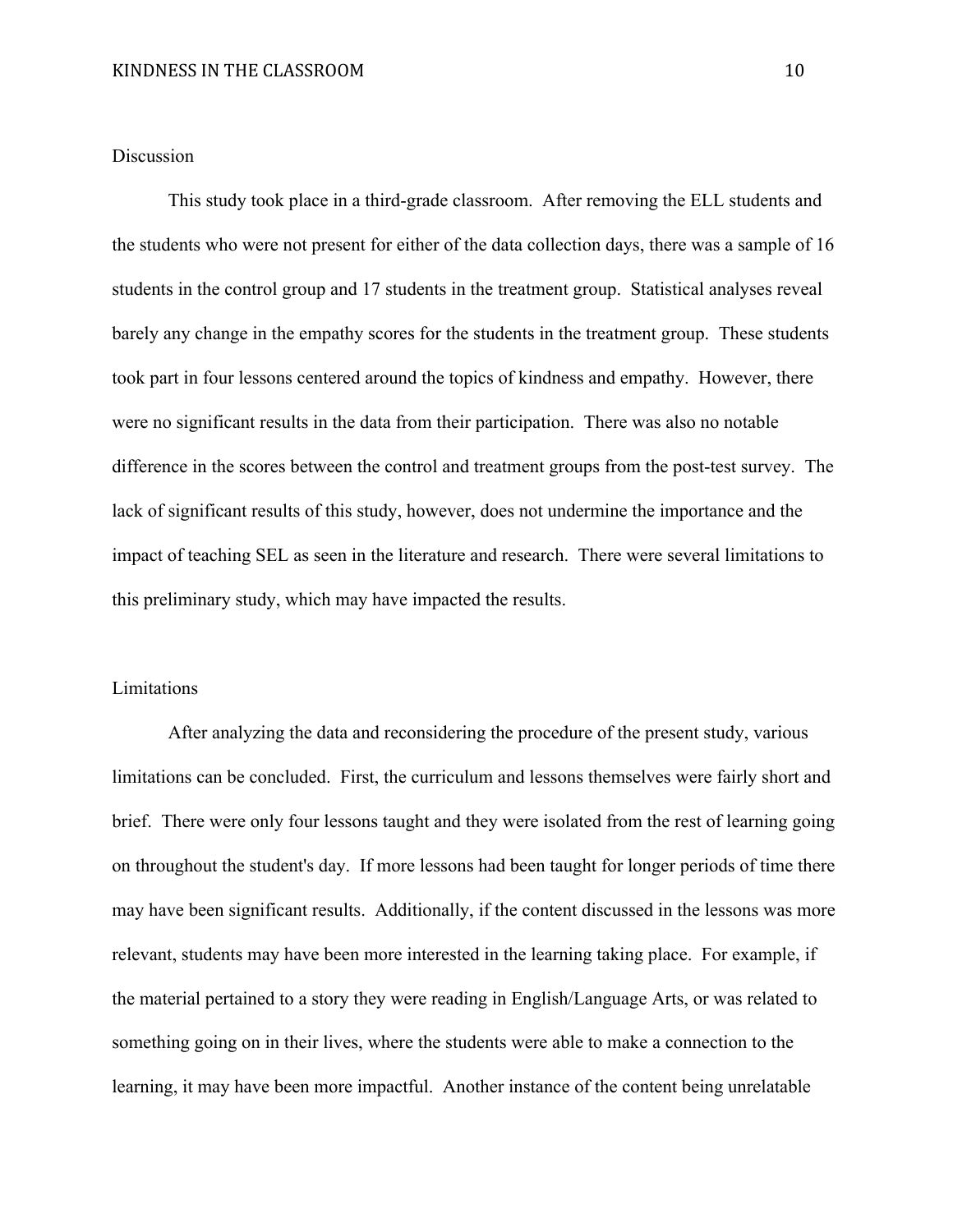## Discussion

This study took place in a third-grade classroom. After removing the ELL students and the students who were not present for either of the data collection days, there was a sample of 16 students in the control group and 17 students in the treatment group. Statistical analyses reveal barely any change in the empathy scores for the students in the treatment group. These students took part in four lessons centered around the topics of kindness and empathy. However, there were no significant results in the data from their participation. There was also no notable difference in the scores between the control and treatment groups from the post-test survey. The lack of significant results of this study, however, does not undermine the importance and the impact of teaching SEL as seen in the literature and research. There were several limitations to this preliminary study, which may have impacted the results.

## Limitations

After analyzing the data and reconsidering the procedure of the present study, various limitations can be concluded. First, the curriculum and lessons themselves were fairly short and brief. There were only four lessons taught and they were isolated from the rest of learning going on throughout the student's day. If more lessons had been taught for longer periods of time there may have been significant results. Additionally, if the content discussed in the lessons was more relevant, students may have been more interested in the learning taking place. For example, if the material pertained to a story they were reading in English/Language Arts, or was related to something going on in their lives, where the students were able to make a connection to the learning, it may have been more impactful. Another instance of the content being unrelatable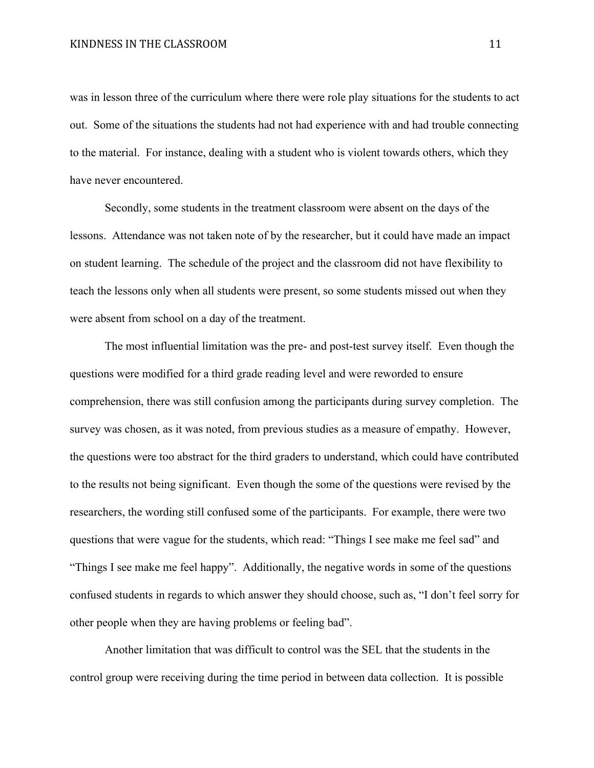was in lesson three of the curriculum where there were role play situations for the students to act out. Some of the situations the students had not had experience with and had trouble connecting to the material. For instance, dealing with a student who is violent towards others, which they have never encountered.

Secondly, some students in the treatment classroom were absent on the days of the lessons. Attendance was not taken note of by the researcher, but it could have made an impact on student learning. The schedule of the project and the classroom did not have flexibility to teach the lessons only when all students were present, so some students missed out when they were absent from school on a day of the treatment.

The most influential limitation was the pre- and post-test survey itself. Even though the questions were modified for a third grade reading level and were reworded to ensure comprehension, there was still confusion among the participants during survey completion. The survey was chosen, as it was noted, from previous studies as a measure of empathy. However, the questions were too abstract for the third graders to understand, which could have contributed to the results not being significant. Even though the some of the questions were revised by the researchers, the wording still confused some of the participants. For example, there were two questions that were vague for the students, which read: "Things I see make me feel sad" and "Things I see make me feel happy". Additionally, the negative words in some of the questions confused students in regards to which answer they should choose, such as, "I don't feel sorry for other people when they are having problems or feeling bad".

Another limitation that was difficult to control was the SEL that the students in the control group were receiving during the time period in between data collection. It is possible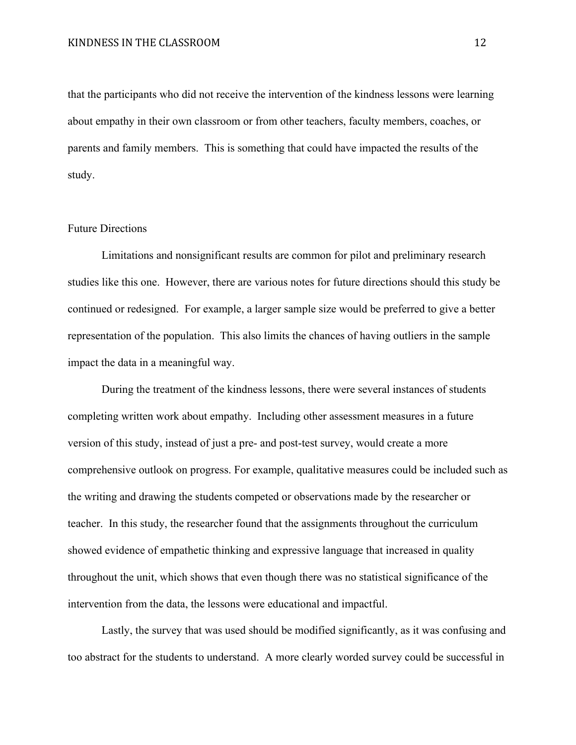that the participants who did not receive the intervention of the kindness lessons were learning about empathy in their own classroom or from other teachers, faculty members, coaches, or parents and family members. This is something that could have impacted the results of the study.

## Future Directions

Limitations and nonsignificant results are common for pilot and preliminary research studies like this one. However, there are various notes for future directions should this study be continued or redesigned. For example, a larger sample size would be preferred to give a better representation of the population. This also limits the chances of having outliers in the sample impact the data in a meaningful way.

During the treatment of the kindness lessons, there were several instances of students completing written work about empathy. Including other assessment measures in a future version of this study, instead of just a pre- and post-test survey, would create a more comprehensive outlook on progress. For example, qualitative measures could be included such as the writing and drawing the students competed or observations made by the researcher or teacher. In this study, the researcher found that the assignments throughout the curriculum showed evidence of empathetic thinking and expressive language that increased in quality throughout the unit, which shows that even though there was no statistical significance of the intervention from the data, the lessons were educational and impactful.

Lastly, the survey that was used should be modified significantly, as it was confusing and too abstract for the students to understand. A more clearly worded survey could be successful in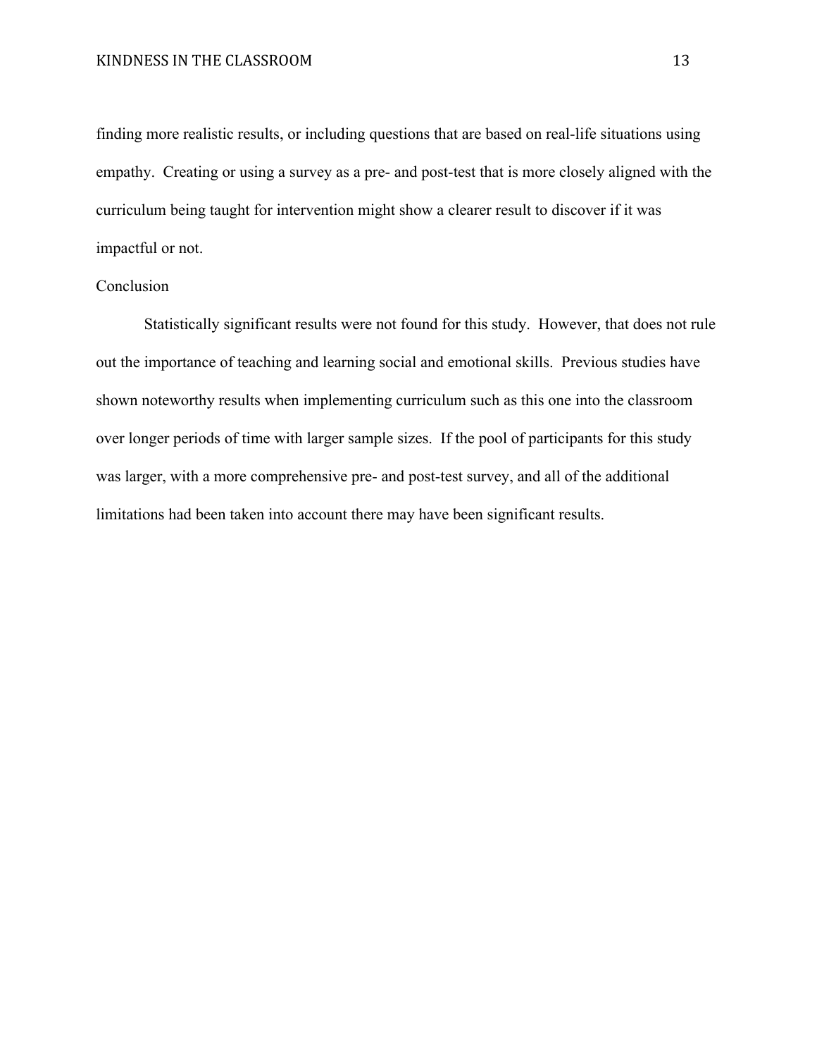finding more realistic results, or including questions that are based on real-life situations using empathy. Creating or using a survey as a pre- and post-test that is more closely aligned with the curriculum being taught for intervention might show a clearer result to discover if it was impactful or not.

## Conclusion

Statistically significant results were not found for this study. However, that does not rule out the importance of teaching and learning social and emotional skills. Previous studies have shown noteworthy results when implementing curriculum such as this one into the classroom over longer periods of time with larger sample sizes. If the pool of participants for this study was larger, with a more comprehensive pre- and post-test survey, and all of the additional limitations had been taken into account there may have been significant results.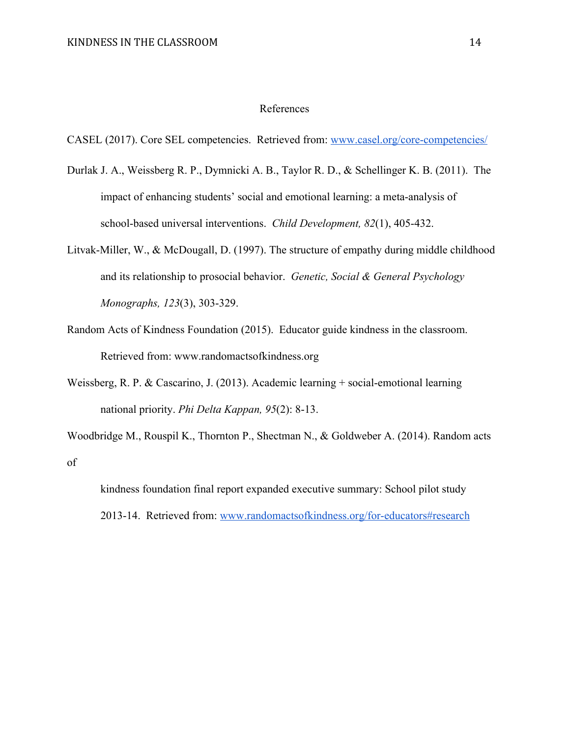# References

CASEL (2017). Core SEL competencies. Retrieved from: www.casel.org/core-competencies/

Durlak J. A., Weissberg R. P., Dymnicki A. B., Taylor R. D., & Schellinger K. B. (2011). The impact of enhancing students' social and emotional learning: a meta-analysis of school-based universal interventions. *Child Development, 82*(1), 405-432.

Litvak-Miller, W., & McDougall, D. (1997). The structure of empathy during middle childhood and its relationship to prosocial behavior. *Genetic, Social & General Psychology Monographs, 123*(3), 303-329.

Random Acts of Kindness Foundation (2015). Educator guide kindness in the classroom. Retrieved from: www.randomactsofkindness.org

Weissberg, R. P. & Cascarino, J. (2013). Academic learning + social-emotional learning national priority. *Phi Delta Kappan, 95*(2): 8-13.

Woodbridge M., Rouspil K., Thornton P., Shectman N., & Goldweber A. (2014). Random acts of kindness foundation final report expanded executive summary: School pilot study 2013-14. Retrieved from: www.randomactsofkindness.org/for-educators#research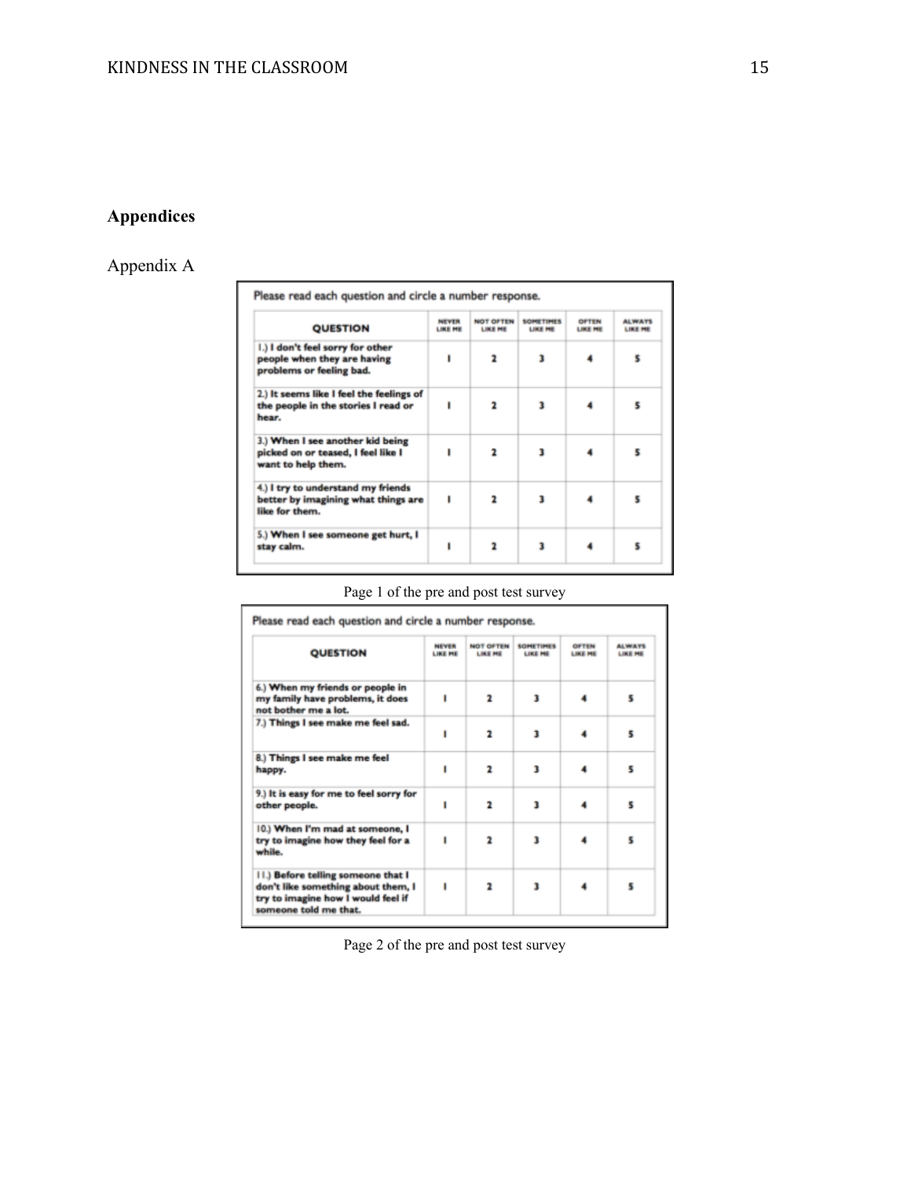**Appendices**

Appendix A

Please read each question and circle a number response.

| QUESTION | NEVER LIKE ME | NOT OFTEN LIKE ME | SOMETIMES LIKE ME | OFTEN LIKE ME | ALWAYS LIKE ME |
|---|---|---|---|---|---|
| 1.) I don't feel sorry for other people when they are having problems or feeling bad. | 1 | 2 | 3 | 4 | 5 |
| 2.) It seems like I feel the feelings of the people in the stories I read or hear. | 1 | 2 | 3 | 4 | 5 |
| 3.) When I see another kid being picked on or teased, I feel like I want to help them. | 1 | 2 | 3 | 4 | 5 |
| 4.) I try to understand my friends better by imagining what things are like for them. | 1 | 2 | 3 | 4 | 5 |
| 5.) When I see someone get hurt, I stay calm. | 1 | 2 | 3 | 4 | 5 |

Page 1 of the pre and post test survey

Please read each question and circle a number response.

| QUESTION | NEVER LIKE ME | NOT OFTEN LIKE ME | SOMETIMES LIKE ME | OFTEN LIKE ME | ALWAYS LIKE ME |
|---|---|---|---|---|---|
| 6.) When my friends or people in my family have problems, it does not bother me a lot. | 1 | 2 | 3 | 4 | 5 |
| 7.) Things I see make me feel sad. | 1 | 2 | 3 | 4 | 5 |
| 8.) Things I see make me feel happy. | 1 | 2 | 3 | 4 | 5 |
| 9.) It is easy for me to feel sorry for other people. | 1 | 2 | 3 | 4 | 5 |
| 10.) When I'm mad at someone, I try to imagine how they feel for a while. | 1 | 2 | 3 | 4 | 5 |
| 11.) Before telling someone that I don't like something about them, I try to imagine how I would feel if someone told me that. | 1 | 2 | 3 | 4 | 5 |

Page 2 of the pre and post test survey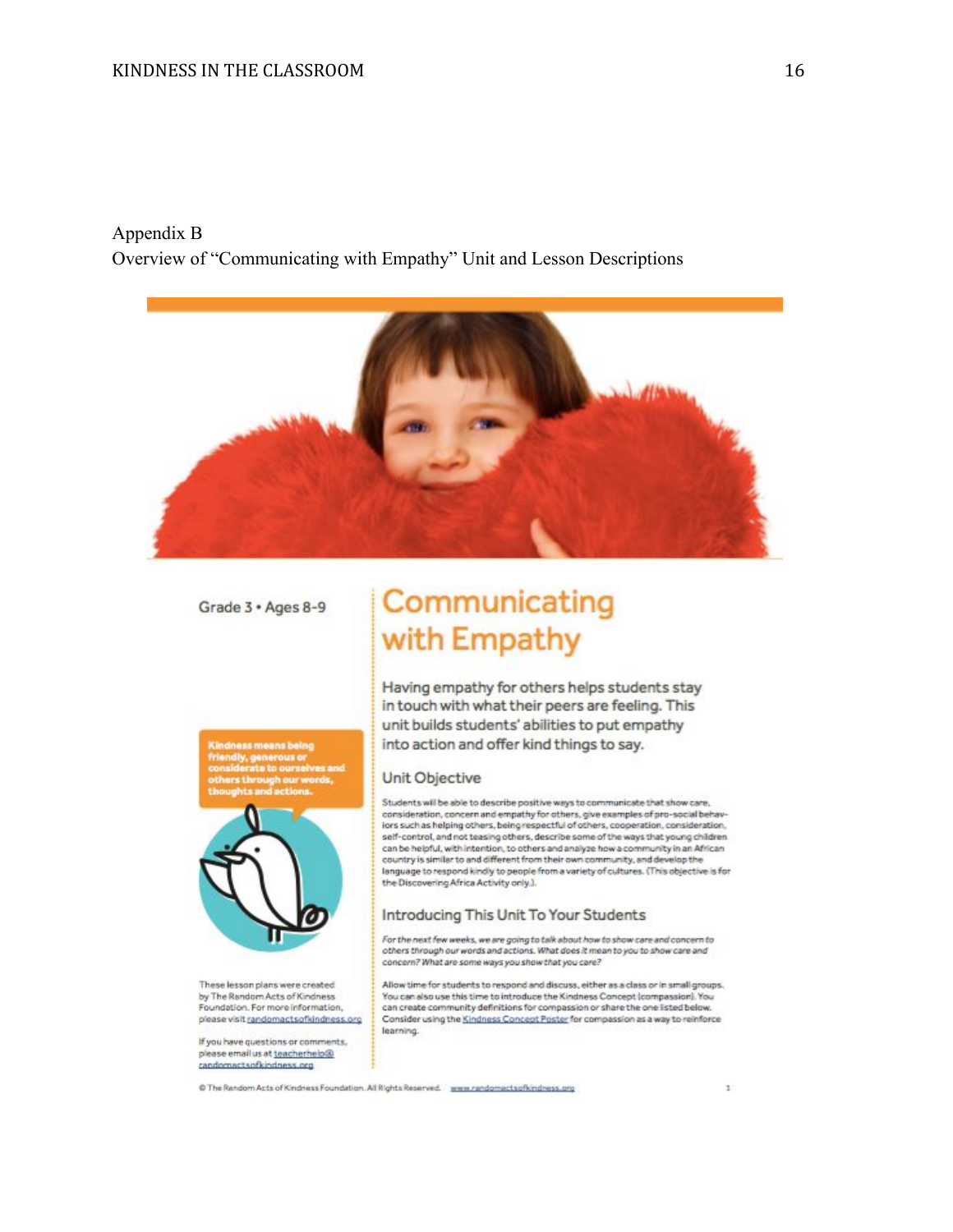Appendix B

Overview of "Communicating with Empathy" Unit and Lesson Descriptions

Grade 3 • Ages 8-9

# Communicating with Empathy

Having empathy for others helps students stay in touch with what their peers are feeling. This unit builds students' abilities to put empathy into action and offer kind things to say.

**Kindness means being friendly, generous or considerate to ourselves and others through our words, thoughts and actions.**

## Unit Objective

Students will be able to describe positive ways to communicate that show care, consideration, concern and empathy for others, give examples of pro-social behaviors such as helping others, being respectful of others, cooperation, consideration, self-control, and not teasing others, describe some of the ways that young children can be helpful, with intention, to others and analyze how a community in an African country is similar to and different from their own community, and develop the language to respond kindly to people from a variety of cultures. (This objective is for the Discovering Africa Activity only.)

## Introducing This Unit To Your Students

*For the next few weeks, we are going to talk about how to show care and concern to others through our words and actions. What does it mean to you to show care and concern? What are some ways you show that you care?*

Allow time for students to respond and discuss, either as a class or in small groups. You can also use this time to introduce the Kindness Concept (compassion). You can create community definitions for compassion or share the one listed below. Consider using the Kindness Concept Poster for compassion as a way to reinforce learning.

These lesson plans were created by The Random Acts of Kindness Foundation. For more information, please visit randomactsofkindness.org

If you have questions or comments, please email us at teacherhelp@randomactsofkindness.org

© The Random Acts of Kindness Foundation. All Rights Reserved. www.randomactsofkindness.org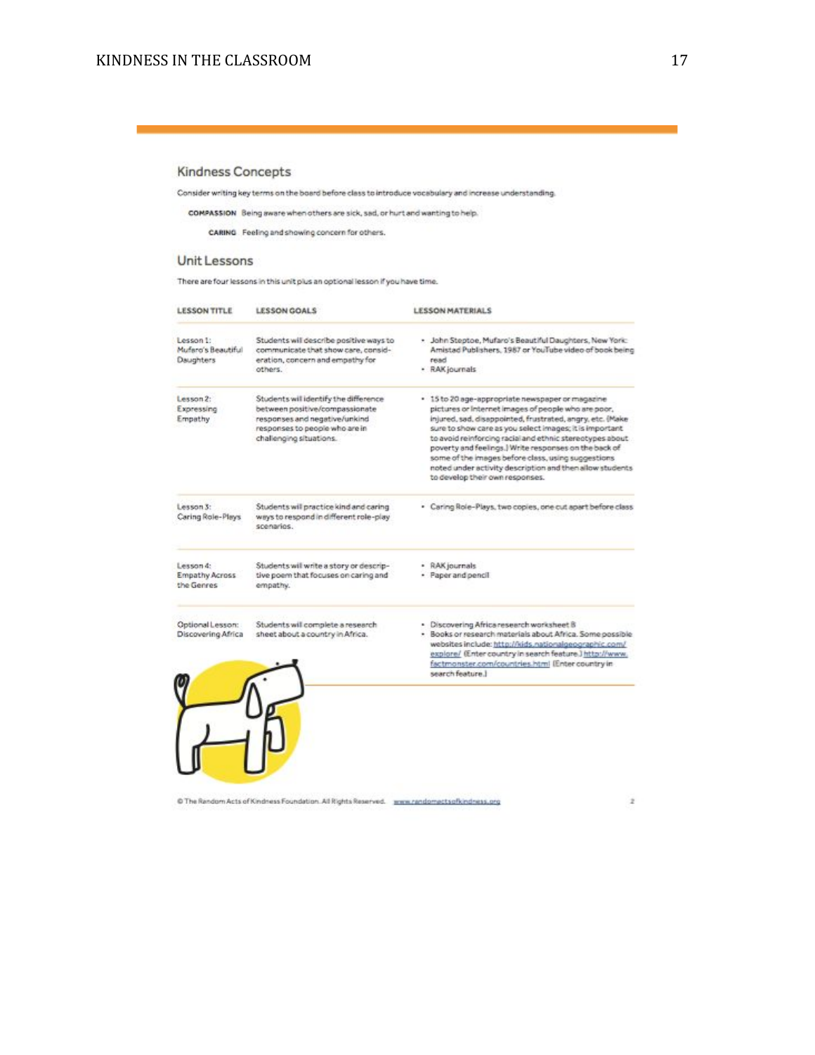## Kindness Concepts

Consider writing key terms on the board before class to introduce vocabulary and increase understanding.

**COMPASSION** Being aware when others are sick, sad, or hurt and wanting to help.

**CARING** Feeling and showing concern for others.

## Unit Lessons

There are four lessons in this unit plus an optional lesson if you have time.

| LESSON TITLE | LESSON GOALS | LESSON MATERIALS |
|---|---|---|
| Lesson 1: Mufaro's Beautiful Daughters | Students will describe positive ways to communicate that show care, consideration, concern and empathy for others. | • John Steptoe, Mufaro's Beautiful Daughters, New York: Amistad Publishers, 1987 or YouTube video of book being read<br>• RAK journals |
| Lesson 2: Expressing Empathy | Students will identify the difference between positive/compassionate responses and negative/unkind responses to people who are in challenging situations. | • 15 to 20 age-appropriate newspaper or magazine pictures or Internet images of people who are poor, injured, sad, disappointed, frustrated, angry, etc. (Make sure to show care as you select images; it is important to avoid reinforcing racial and ethnic stereotypes about poverty and feelings.) Write responses on the back of some of the images before class, using suggestions noted under activity description and then allow students to develop their own responses. |
| Lesson 3: Caring Role-Plays | Students will practice kind and caring ways to respond in different role-play scenarios. | • Caring Role-Plays, two copies, one cut apart before class |
| Lesson 4: Empathy Across the Genres | Students will write a story or descriptive poem that focuses on caring and empathy. | • RAK journals<br>• Paper and pencil |
| Optional Lesson: Discovering Africa | Students will complete a research sheet about a country in Africa. | • Discovering Africa research worksheet B<br>• Books or research materials about Africa. Some possible websites include: http://kids.nationalgeographic.com/explore/ (Enter country in search feature.) http://www.factmonster.com/countries.html (Enter country in search feature.) |

© The Random Acts of Kindness Foundation. All Rights Reserved. www.randomactsofkindness.org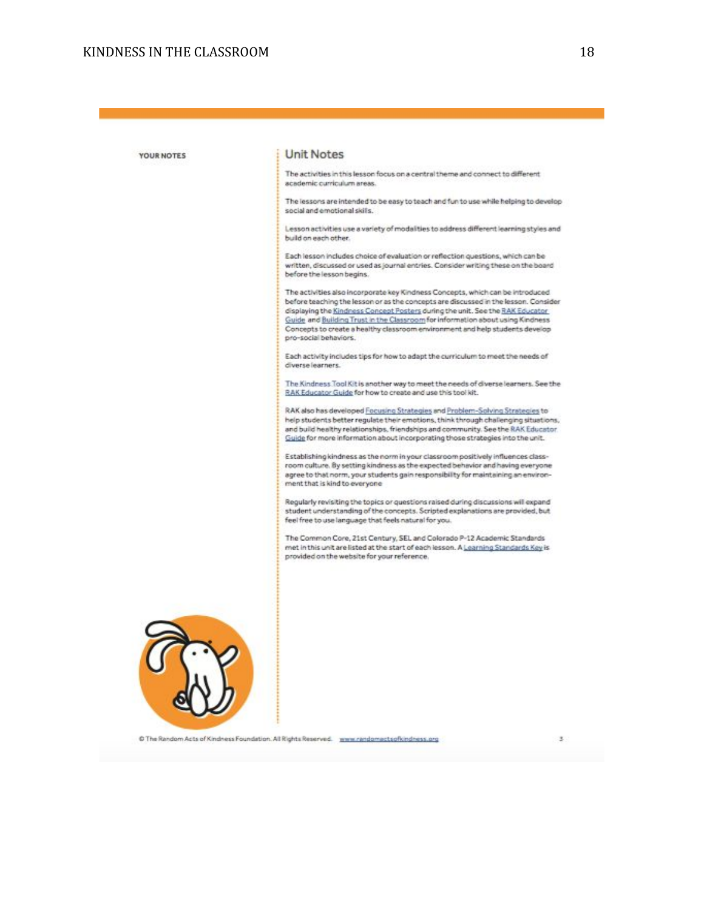YOUR NOTES

## Unit Notes

The activities in this lesson focus on a central theme and connect to different academic curriculum areas.

The lessons are intended to be easy to teach and fun to use while helping to develop social and emotional skills.

Lesson activities use a variety of modalities to address different learning styles and build on each other.

Each lesson includes choice of evaluation or reflection questions, which can be written, discussed or used as journal entries. Consider writing these on the board before the lesson begins.

The activities also incorporate key Kindness Concepts, which can be introduced before teaching the lesson or as the concepts are discussed in the lesson. Consider displaying the Kindness Concept Posters during the unit. See the RAK Educator Guide and Building Trust in the Classroom for information about using Kindness Concepts to create a healthy classroom environment and help students develop pro-social behaviors.

Each activity includes tips for how to adapt the curriculum to meet the needs of diverse learners.

The Kindness Tool Kit is another way to meet the needs of diverse learners. See the RAK Educator Guide for how to create and use this tool kit.

RAK also has developed Focusing Strategies and Problem-Solving Strategies to help students better regulate their emotions, think through challenging situations, and build healthy relationships, friendships and community. See the RAK Educator Guide for more information about incorporating those strategies into the unit.

Establishing kindness as the norm in your classroom positively influences classroom culture. By setting kindness as the expected behavior and having everyone agree to that norm, your students gain responsibility for maintaining an environment that is kind to everyone

Regularly revisiting the topics or questions raised during discussions will expand student understanding of the concepts. Scripted explanations are provided, but feel free to use language that feels natural for you.

The Common Core, 21st Century, SEL and Colorado P-12 Academic Standards met in this unit are listed at the start of each lesson. A Learning Standards Key is provided on the website for your reference.

© The Random Acts of Kindness Foundation. All Rights Reserved. www.randomactsofkindness.org